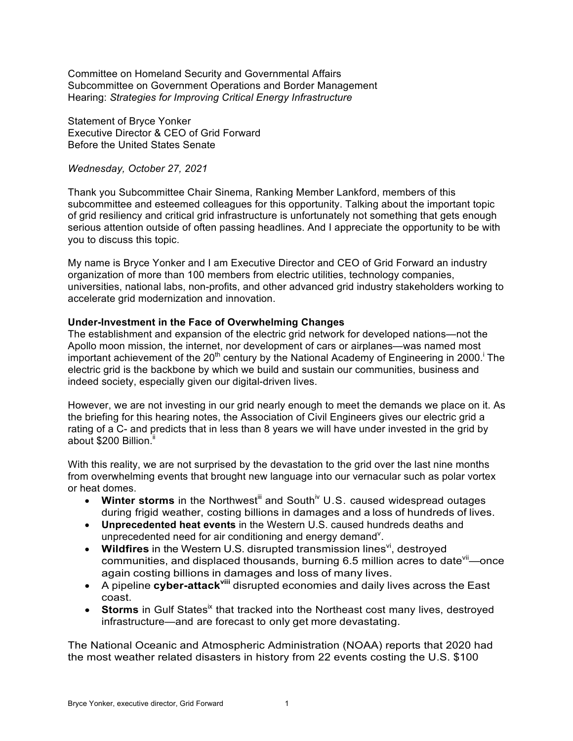Committee on Homeland Security and Governmental Affairs
Subcommittee on Government Operations and Border Management
Hearing: *Strategies for Improving Critical Energy Infrastructure*

Statement of Bryce Yonker
Executive Director & CEO of Grid Forward
Before the United States Senate

*Wednesday, October 27, 2021*

Thank you Subcommittee Chair Sinema, Ranking Member Lankford, members of this subcommittee and esteemed colleagues for this opportunity. Talking about the important topic of grid resiliency and critical grid infrastructure is unfortunately not something that gets enough serious attention outside of often passing headlines. And I appreciate the opportunity to be with you to discuss this topic.

My name is Bryce Yonker and I am Executive Director and CEO of Grid Forward an industry organization of more than 100 members from electric utilities, technology companies, universities, national labs, non-profits, and other advanced grid industry stakeholders working to accelerate grid modernization and innovation.

**Under-Investment in the Face of Overwhelming Changes**

The establishment and expansion of the electric grid network for developed nations—not the Apollo moon mission, the internet, nor development of cars or airplanes—was named most important achievement of the 20th century by the National Academy of Engineering in 2000.[i] The electric grid is the backbone by which we build and sustain our communities, business and indeed society, especially given our digital-driven lives.

However, we are not investing in our grid nearly enough to meet the demands we place on it. As the briefing for this hearing notes, the Association of Civil Engineers gives our electric grid a rating of a C- and predicts that in less than 8 years we will have under invested in the grid by about $200 Billion.[ii]

With this reality, we are not surprised by the devastation to the grid over the last nine months from overwhelming events that brought new language into our vernacular such as polar vortex or heat domes.

- **Winter storms** in the Northwest[iii] and South[iv] U.S. caused widespread outages during frigid weather, costing billions in damages and a loss of hundreds of lives.
- **Unprecedented heat events** in the Western U.S. caused hundreds deaths and unprecedented need for air conditioning and energy demand[v].
- **Wildfires** in the Western U.S. disrupted transmission lines[vi], destroyed communities, and displaced thousands, burning 6.5 million acres to date[vii]—once again costing billions in damages and loss of many lives.
- A pipeline **cyber-attack[viii]** disrupted economies and daily lives across the East coast.
- **Storms** in Gulf States[ix] that tracked into the Northeast cost many lives, destroyed infrastructure—and are forecast to only get more devastating.

The National Oceanic and Atmospheric Administration (NOAA) reports that 2020 had the most weather related disasters in history from 22 events costing the U.S. $100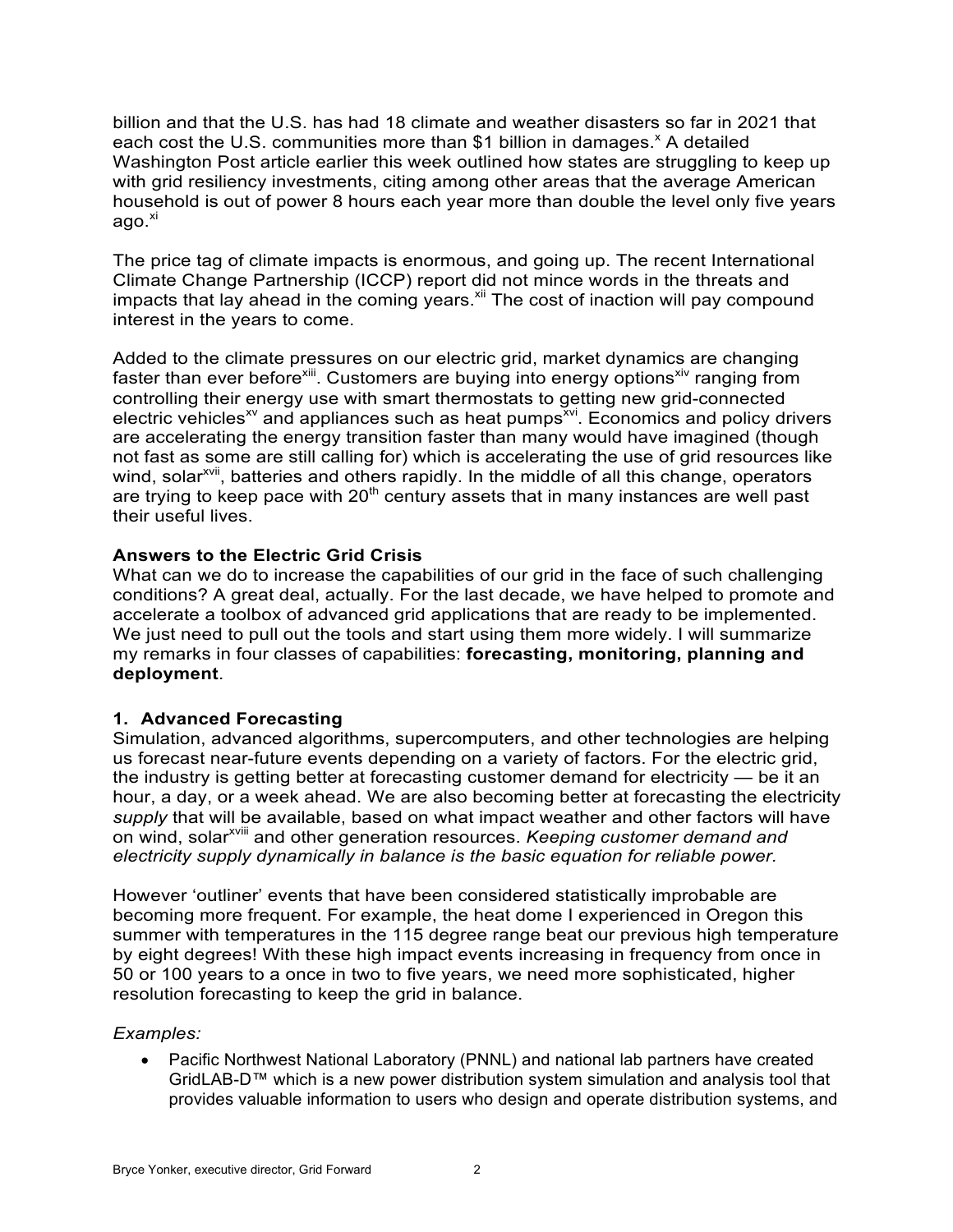billion and that the U.S. has had 18 climate and weather disasters so far in 2021 that each cost the U.S. communities more than $1 billion in damages.[x] A detailed Washington Post article earlier this week outlined how states are struggling to keep up with grid resiliency investments, citing among other areas that the average American household is out of power 8 hours each year more than double the level only five years ago.[xi]

The price tag of climate impacts is enormous, and going up. The recent International Climate Change Partnership (ICCP) report did not mince words in the threats and impacts that lay ahead in the coming years.[xii] The cost of inaction will pay compound interest in the years to come.

Added to the climate pressures on our electric grid, market dynamics are changing faster than ever before[xiii]. Customers are buying into energy options[xiv] ranging from controlling their energy use with smart thermostats to getting new grid-connected electric vehicles[xv] and appliances such as heat pumps[xvi]. Economics and policy drivers are accelerating the energy transition faster than many would have imagined (though not fast as some are still calling for) which is accelerating the use of grid resources like wind, solar[xvii], batteries and others rapidly. In the middle of all this change, operators are trying to keep pace with 20th century assets that in many instances are well past their useful lives.

**Answers to the Electric Grid Crisis**

What can we do to increase the capabilities of our grid in the face of such challenging conditions? A great deal, actually. For the last decade, we have helped to promote and accelerate a toolbox of advanced grid applications that are ready to be implemented. We just need to pull out the tools and start using them more widely. I will summarize my remarks in four classes of capabilities: **forecasting, monitoring, planning and deployment**.

**1. Advanced Forecasting**

Simulation, advanced algorithms, supercomputers, and other technologies are helping us forecast near-future events depending on a variety of factors. For the electric grid, the industry is getting better at forecasting customer demand for electricity — be it an hour, a day, or a week ahead. We are also becoming better at forecasting the electricity *supply* that will be available, based on what impact weather and other factors will have on wind, solar[xviii] and other generation resources. *Keeping customer demand and electricity supply dynamically in balance is the basic equation for reliable power.*

However 'outliner' events that have been considered statistically improbable are becoming more frequent. For example, the heat dome I experienced in Oregon this summer with temperatures in the 115 degree range beat our previous high temperature by eight degrees! With these high impact events increasing in frequency from once in 50 or 100 years to a once in two to five years, we need more sophisticated, higher resolution forecasting to keep the grid in balance.

*Examples:*

- Pacific Northwest National Laboratory (PNNL) and national lab partners have created GridLAB-D™ which is a new power distribution system simulation and analysis tool that provides valuable information to users who design and operate distribution systems, and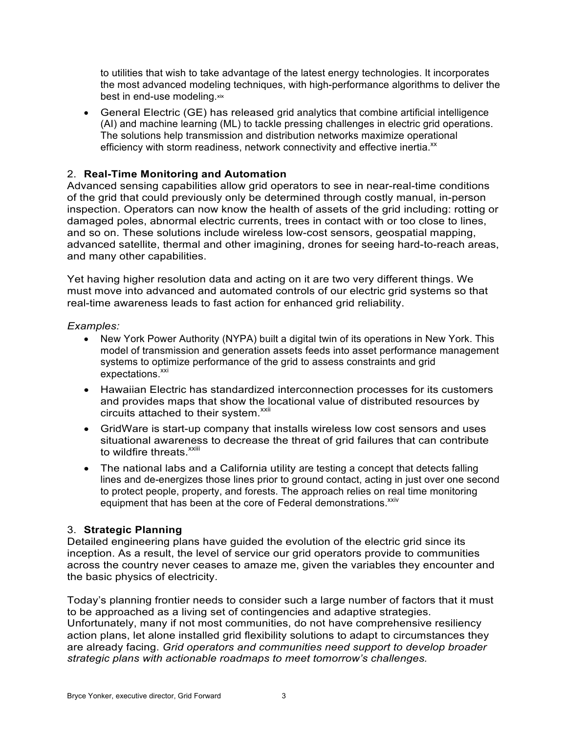to utilities that wish to take advantage of the latest energy technologies. It incorporates the most advanced modeling techniques, with high-performance algorithms to deliver the best in end-use modeling.[xix]

- General Electric (GE) has released grid analytics that combine artificial intelligence (AI) and machine learning (ML) to tackle pressing challenges in electric grid operations. The solutions help transmission and distribution networks maximize operational efficiency with storm readiness, network connectivity and effective inertia.[xx]

2. **Real-Time Monitoring and Automation**

Advanced sensing capabilities allow grid operators to see in near-real-time conditions of the grid that could previously only be determined through costly manual, in-person inspection. Operators can now know the health of assets of the grid including: rotting or damaged poles, abnormal electric currents, trees in contact with or too close to lines, and so on. These solutions include wireless low-cost sensors, geospatial mapping, advanced satellite, thermal and other imagining, drones for seeing hard-to-reach areas, and many other capabilities.

Yet having higher resolution data and acting on it are two very different things. We must move into advanced and automated controls of our electric grid systems so that real-time awareness leads to fast action for enhanced grid reliability.

*Examples:*

- New York Power Authority (NYPA) built a digital twin of its operations in New York. This model of transmission and generation assets feeds into asset performance management systems to optimize performance of the grid to assess constraints and grid expectations.[xxi]
- Hawaiian Electric has standardized interconnection processes for its customers and provides maps that show the locational value of distributed resources by circuits attached to their system.[xxii]
- GridWare is start-up company that installs wireless low cost sensors and uses situational awareness to decrease the threat of grid failures that can contribute to wildfire threats.[xxiii]
- The national labs and a California utility are testing a concept that detects falling lines and de-energizes those lines prior to ground contact, acting in just over one second to protect people, property, and forests. The approach relies on real time monitoring equipment that has been at the core of Federal demonstrations.[xxiv]

3. **Strategic Planning**

Detailed engineering plans have guided the evolution of the electric grid since its inception. As a result, the level of service our grid operators provide to communities across the country never ceases to amaze me, given the variables they encounter and the basic physics of electricity.

Today's planning frontier needs to consider such a large number of factors that it must to be approached as a living set of contingencies and adaptive strategies. Unfortunately, many if not most communities, do not have comprehensive resiliency action plans, let alone installed grid flexibility solutions to adapt to circumstances they are already facing. *Grid operators and communities need support to develop broader strategic plans with actionable roadmaps to meet tomorrow's challenges.*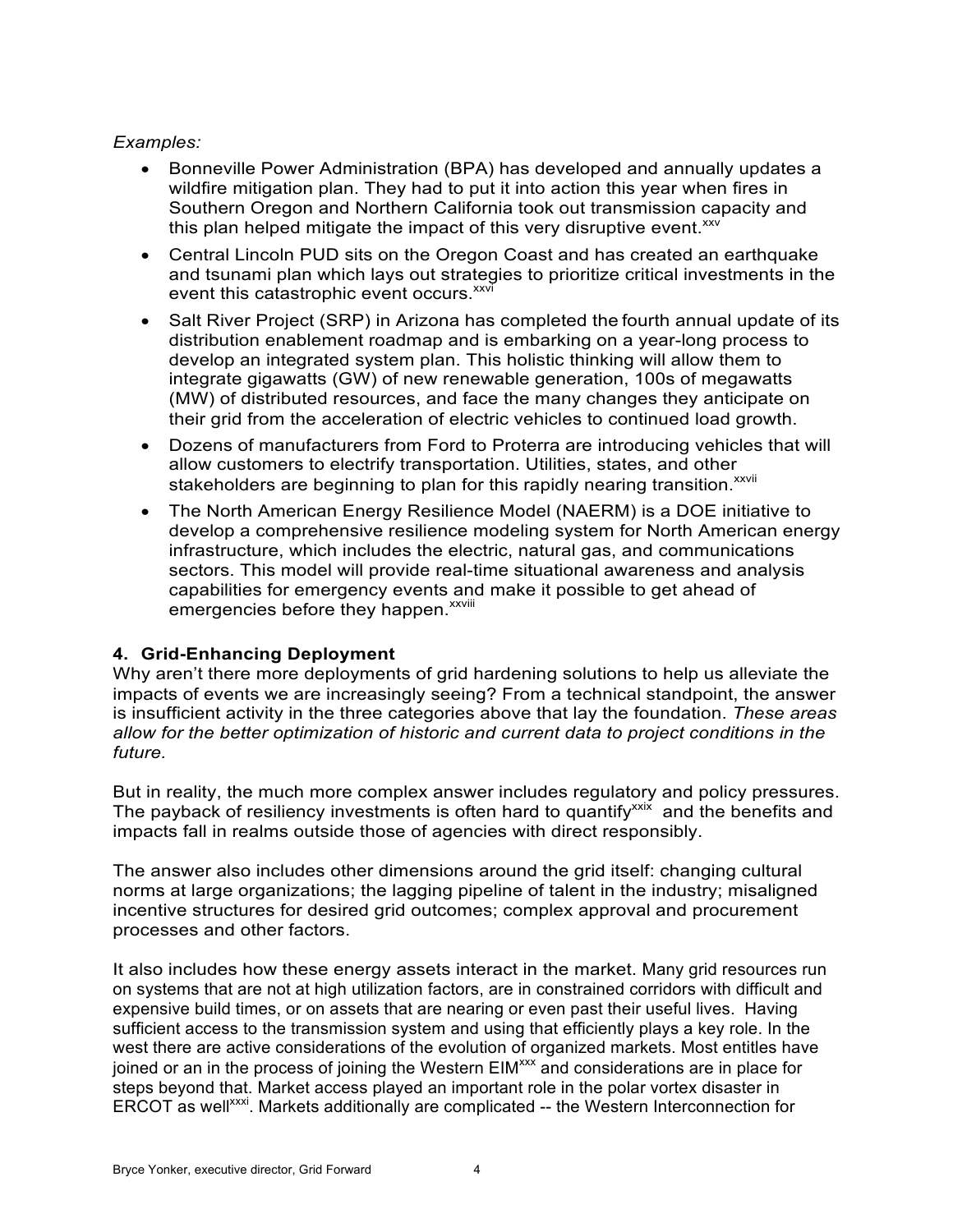*Examples:*

- Bonneville Power Administration (BPA) has developed and annually updates a wildfire mitigation plan. They had to put it into action this year when fires in Southern Oregon and Northern California took out transmission capacity and this plan helped mitigate the impact of this very disruptive event.[xxv]
- Central Lincoln PUD sits on the Oregon Coast and has created an earthquake and tsunami plan which lays out strategies to prioritize critical investments in the event this catastrophic event occurs.[xxvi]
- Salt River Project (SRP) in Arizona has completed the fourth annual update of its distribution enablement roadmap and is embarking on a year-long process to develop an integrated system plan. This holistic thinking will allow them to integrate gigawatts (GW) of new renewable generation, 100s of megawatts (MW) of distributed resources, and face the many changes they anticipate on their grid from the acceleration of electric vehicles to continued load growth.
- Dozens of manufacturers from Ford to Proterra are introducing vehicles that will allow customers to electrify transportation. Utilities, states, and other stakeholders are beginning to plan for this rapidly nearing transition.[xxvii]
- The North American Energy Resilience Model (NAERM) is a DOE initiative to develop a comprehensive resilience modeling system for North American energy infrastructure, which includes the electric, natural gas, and communications sectors. This model will provide real-time situational awareness and analysis capabilities for emergency events and make it possible to get ahead of emergencies before they happen.[xxviii]

### 4. Grid-Enhancing Deployment

Why aren't there more deployments of grid hardening solutions to help us alleviate the impacts of events we are increasingly seeing? From a technical standpoint, the answer is insufficient activity in the three categories above that lay the foundation. *These areas allow for the better optimization of historic and current data to project conditions in the future.*

But in reality, the much more complex answer includes regulatory and policy pressures. The payback of resiliency investments is often hard to quantify[xxix] and the benefits and impacts fall in realms outside those of agencies with direct responsibly.

The answer also includes other dimensions around the grid itself: changing cultural norms at large organizations; the lagging pipeline of talent in the industry; misaligned incentive structures for desired grid outcomes; complex approval and procurement processes and other factors.

It also includes how these energy assets interact in the market. Many grid resources run on systems that are not at high utilization factors, are in constrained corridors with difficult and expensive build times, or on assets that are nearing or even past their useful lives. Having sufficient access to the transmission system and using that efficiently plays a key role. In the west there are active considerations of the evolution of organized markets. Most entitles have joined or an in the process of joining the Western EIM[xxx] and considerations are in place for steps beyond that. Market access played an important role in the polar vortex disaster in ERCOT as well[xxxi]. Markets additionally are complicated -- the Western Interconnection for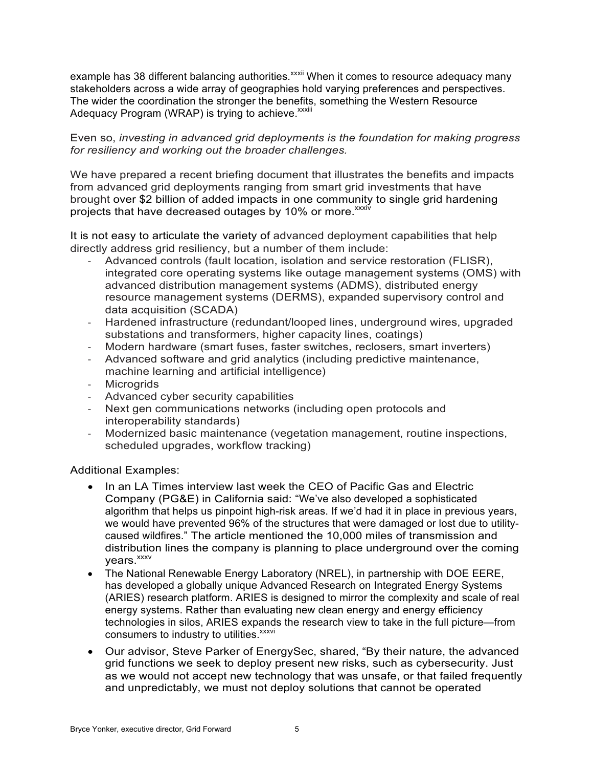example has 38 different balancing authorities.[xxxii] When it comes to resource adequacy many stakeholders across a wide array of geographies hold varying preferences and perspectives. The wider the coordination the stronger the benefits, something the Western Resource Adequacy Program (WRAP) is trying to achieve.[xxxiii]

Even so, *investing in advanced grid deployments is the foundation for making progress for resiliency and working out the broader challenges.*

We have prepared a recent briefing document that illustrates the benefits and impacts from advanced grid deployments ranging from smart grid investments that have brought over $2 billion of added impacts in one community to single grid hardening projects that have decreased outages by 10% or more.[xxxiv]

It is not easy to articulate the variety of advanced deployment capabilities that help directly address grid resiliency, but a number of them include:

- Advanced controls (fault location, isolation and service restoration (FLISR), integrated core operating systems like outage management systems (OMS) with advanced distribution management systems (ADMS), distributed energy resource management systems (DERMS), expanded supervisory control and data acquisition (SCADA)
- Hardened infrastructure (redundant/looped lines, underground wires, upgraded substations and transformers, higher capacity lines, coatings)
- Modern hardware (smart fuses, faster switches, reclosers, smart inverters)
- Advanced software and grid analytics (including predictive maintenance, machine learning and artificial intelligence)
- Microgrids
- Advanced cyber security capabilities
- Next gen communications networks (including open protocols and interoperability standards)
- Modernized basic maintenance (vegetation management, routine inspections, scheduled upgrades, workflow tracking)

Additional Examples:

- In an LA Times interview last week the CEO of Pacific Gas and Electric Company (PG&E) in California said: "We've also developed a sophisticated algorithm that helps us pinpoint high-risk areas. If we'd had it in place in previous years, we would have prevented 96% of the structures that were damaged or lost due to utility-caused wildfires." The article mentioned the 10,000 miles of transmission and distribution lines the company is planning to place underground over the coming years.[xxxv]
- The National Renewable Energy Laboratory (NREL), in partnership with DOE EERE, has developed a globally unique Advanced Research on Integrated Energy Systems (ARIES) research platform. ARIES is designed to mirror the complexity and scale of real energy systems. Rather than evaluating new clean energy and energy efficiency technologies in silos, ARIES expands the research view to take in the full picture—from consumers to industry to utilities.[xxxvi]
- Our advisor, Steve Parker of EnergySec, shared, "By their nature, the advanced grid functions we seek to deploy present new risks, such as cybersecurity. Just as we would not accept new technology that was unsafe, or that failed frequently and unpredictably, we must not deploy solutions that cannot be operated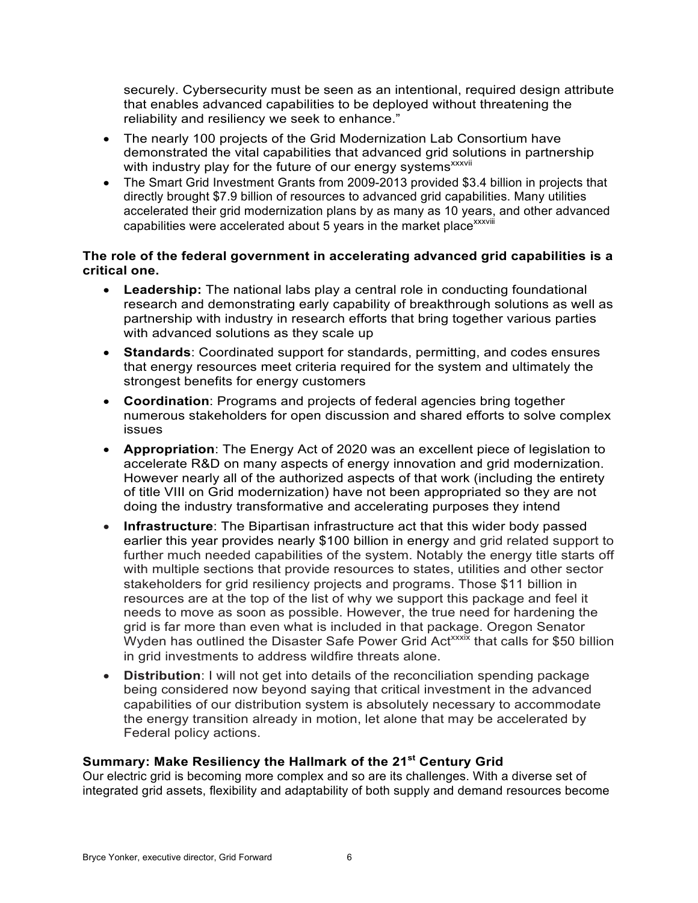securely. Cybersecurity must be seen as an intentional, required design attribute that enables advanced capabilities to be deployed without threatening the reliability and resiliency we seek to enhance."

- The nearly 100 projects of the Grid Modernization Lab Consortium have demonstrated the vital capabilities that advanced grid solutions in partnership with industry play for the future of our energy systems[xxxvii]
- The Smart Grid Investment Grants from 2009-2013 provided $3.4 billion in projects that directly brought $7.9 billion of resources to advanced grid capabilities. Many utilities accelerated their grid modernization plans by as many as 10 years, and other advanced capabilities were accelerated about 5 years in the market place[xxxviii]

**The role of the federal government in accelerating advanced grid capabilities is a critical one.**

- **Leadership:** The national labs play a central role in conducting foundational research and demonstrating early capability of breakthrough solutions as well as partnership with industry in research efforts that bring together various parties with advanced solutions as they scale up
- **Standards**: Coordinated support for standards, permitting, and codes ensures that energy resources meet criteria required for the system and ultimately the strongest benefits for energy customers
- **Coordination**: Programs and projects of federal agencies bring together numerous stakeholders for open discussion and shared efforts to solve complex issues
- **Appropriation**: The Energy Act of 2020 was an excellent piece of legislation to accelerate R&D on many aspects of energy innovation and grid modernization. However nearly all of the authorized aspects of that work (including the entirety of title VIII on Grid modernization) have not been appropriated so they are not doing the industry transformative and accelerating purposes they intend
- **Infrastructure**: The Bipartisan infrastructure act that this wider body passed earlier this year provides nearly $100 billion in energy and grid related support to further much needed capabilities of the system. Notably the energy title starts off with multiple sections that provide resources to states, utilities and other sector stakeholders for grid resiliency projects and programs. Those $11 billion in resources are at the top of the list of why we support this package and feel it needs to move as soon as possible. However, the true need for hardening the grid is far more than even what is included in that package. Oregon Senator Wyden has outlined the Disaster Safe Power Grid Act[xxxix] that calls for $50 billion in grid investments to address wildfire threats alone.
- **Distribution**: I will not get into details of the reconciliation spending package being considered now beyond saying that critical investment in the advanced capabilities of our distribution system is absolutely necessary to accommodate the energy transition already in motion, let alone that may be accelerated by Federal policy actions.

### Summary: Make Resiliency the Hallmark of the 21st Century Grid

Our electric grid is becoming more complex and so are its challenges. With a diverse set of integrated grid assets, flexibility and adaptability of both supply and demand resources become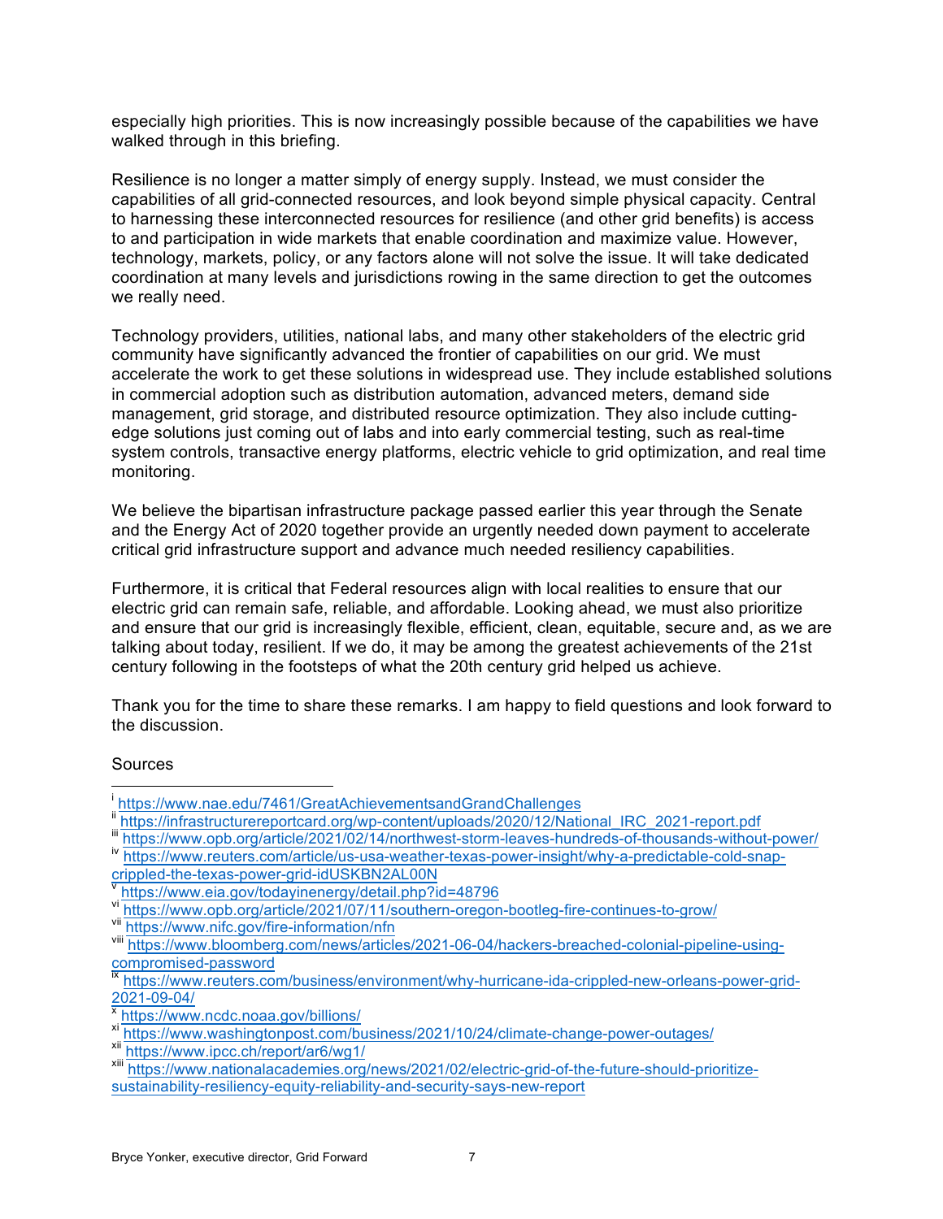especially high priorities. This is now increasingly possible because of the capabilities we have walked through in this briefing.

Resilience is no longer a matter simply of energy supply. Instead, we must consider the capabilities of all grid-connected resources, and look beyond simple physical capacity. Central to harnessing these interconnected resources for resilience (and other grid benefits) is access to and participation in wide markets that enable coordination and maximize value. However, technology, markets, policy, or any factors alone will not solve the issue. It will take dedicated coordination at many levels and jurisdictions rowing in the same direction to get the outcomes we really need.

Technology providers, utilities, national labs, and many other stakeholders of the electric grid community have significantly advanced the frontier of capabilities on our grid. We must accelerate the work to get these solutions in widespread use. They include established solutions in commercial adoption such as distribution automation, advanced meters, demand side management, grid storage, and distributed resource optimization. They also include cutting-edge solutions just coming out of labs and into early commercial testing, such as real-time system controls, transactive energy platforms, electric vehicle to grid optimization, and real time monitoring.

We believe the bipartisan infrastructure package passed earlier this year through the Senate and the Energy Act of 2020 together provide an urgently needed down payment to accelerate critical grid infrastructure support and advance much needed resiliency capabilities.

Furthermore, it is critical that Federal resources align with local realities to ensure that our electric grid can remain safe, reliable, and affordable. Looking ahead, we must also prioritize and ensure that our grid is increasingly flexible, efficient, clean, equitable, secure and, as we are talking about today, resilient. If we do, it may be among the greatest achievements of the 21st century following in the footsteps of what the 20th century grid helped us achieve.

Thank you for the time to share these remarks. I am happy to field questions and look forward to the discussion.

Sources

[i] https://www.nae.edu/7461/GreatAchievementsandGrandChallenges

[ii] https://infrastructurereportcard.org/wp-content/uploads/2020/12/National_IRC_2021-report.pdf

[iii] https://www.opb.org/article/2021/02/14/northwest-storm-leaves-hundreds-of-thousands-without-power/

[iv] https://www.reuters.com/article/us-usa-weather-texas-power-insight/why-a-predictable-cold-snap-crippled-the-texas-power-grid-idUSKBN2AL00N

[v] https://www.eia.gov/todayinenergy/detail.php?id=48796

[vi] https://www.opb.org/article/2021/07/11/southern-oregon-bootleg-fire-continues-to-grow/

[vii] https://www.nifc.gov/fire-information/nfn

[viii] https://www.bloomberg.com/news/articles/2021-06-04/hackers-breached-colonial-pipeline-using-compromised-password

[ix] https://www.reuters.com/business/environment/why-hurricane-ida-crippled-new-orleans-power-grid-2021-09-04/

[x] https://www.ncdc.noaa.gov/billions/

[xi] https://www.washingtonpost.com/business/2021/10/24/climate-change-power-outages/

[xii] https://www.ipcc.ch/report/ar6/wg1/

[xiii] https://www.nationalacademies.org/news/2021/02/electric-grid-of-the-future-should-prioritize-sustainability-resiliency-equity-reliability-and-security-says-new-report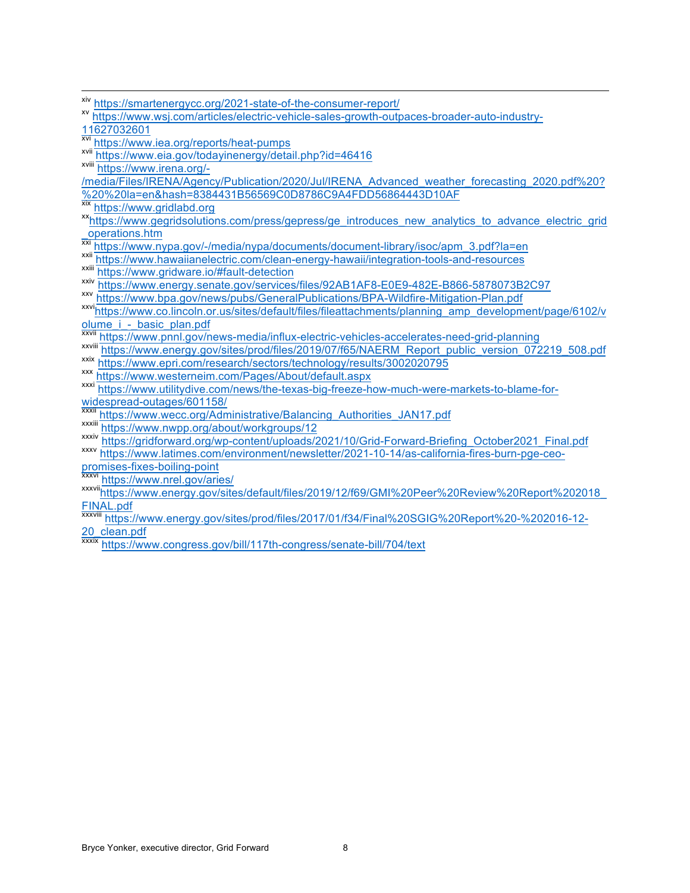[xiv] https://smartenergycc.org/2021-state-of-the-consumer-report/

[xv] https://www.wsj.com/articles/electric-vehicle-sales-growth-outpaces-broader-auto-industry-11627032601

[xvi] https://www.iea.org/reports/heat-pumps

[xvii] https://www.eia.gov/todayinenergy/detail.php?id=46416

[xviii] https://www.irena.org/-/media/Files/IRENA/Agency/Publication/2020/Jul/IRENA_Advanced_weather_forecasting_2020.pdf%20?%20%20la=en&hash=8384431B56569C0D8786C9A4FDD56864443D10AF

[xix] https://www.gridlabd.org

[xx] https://www.gegridsolutions.com/press/gepress/ge_introduces_new_analytics_to_advance_electric_grid_operations.htm

[xxi] https://www.nypa.gov/-/media/nypa/documents/document-library/isoc/apm_3.pdf?la=en

[xxii] https://www.hawaiianelectric.com/clean-energy-hawaii/integration-tools-and-resources

[xxiii] https://www.gridware.io/#fault-detection

[xxiv] https://www.energy.senate.gov/services/files/92AB1AF8-E0E9-482E-B866-5878073B2C97

[xxv] https://www.bpa.gov/news/pubs/GeneralPublications/BPA-Wildfire-Mitigation-Plan.pdf

[xxvi] https://www.co.lincoln.or.us/sites/default/files/fileattachments/planning_amp_development/page/6102/volume_i_-_basic_plan.pdf

[xxvii] https://www.pnnl.gov/news-media/influx-electric-vehicles-accelerates-need-grid-planning

[xxviii] https://www.energy.gov/sites/prod/files/2019/07/f65/NAERM_Report_public_version_072219_508.pdf

[xxix] https://www.epri.com/research/sectors/technology/results/3002020795

[xxx] https://www.westerneim.com/Pages/About/default.aspx

[xxxi] https://www.utilitydive.com/news/the-texas-big-freeze-how-much-were-markets-to-blame-for-widespread-outages/601158/

[xxxii] https://www.wecc.org/Administrative/Balancing_Authorities_JAN17.pdf

[xxxiii] https://www.nwpp.org/about/workgroups/12

[xxxiv] https://gridforward.org/wp-content/uploads/2021/10/Grid-Forward-Briefing_October2021_Final.pdf

[xxxv] https://www.latimes.com/environment/newsletter/2021-10-14/as-california-fires-burn-pge-ceo-promises-fixes-boiling-point

[xxxvi] https://www.nrel.gov/aries/

[xxxvii] https://www.energy.gov/sites/default/files/2019/12/f69/GMI%20Peer%20Review%20Report%202018_FINAL.pdf

[xxxviii] https://www.energy.gov/sites/prod/files/2017/01/f34/Final%20SGIG%20Report%20-%202016-12-20_clean.pdf

[xxxix] https://www.congress.gov/bill/117th-congress/senate-bill/704/text